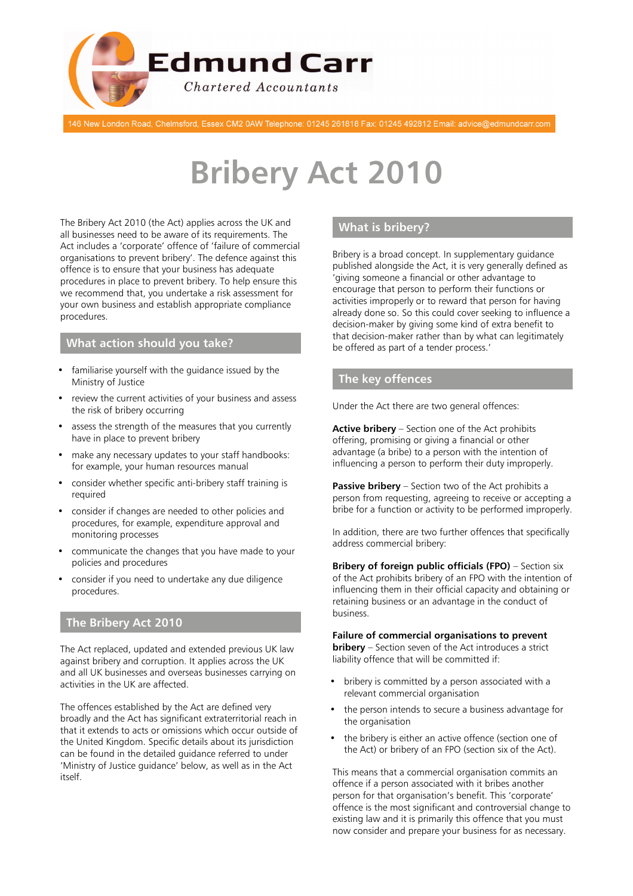Edmund Carr
Chartered Accountants

146 New London Road, Chelmsford, Essex CM2 0AW Telephone: 01245 261818 Fax: 01245 492812 Email: advice@edmundcarr.com

# Bribery Act 2010

The Bribery Act 2010 (the Act) applies across the UK and all businesses need to be aware of its requirements. The Act includes a 'corporate' offence of 'failure of commercial organisations to prevent bribery'. The defence against this offence is to ensure that your business has adequate procedures in place to prevent bribery. To help ensure this we recommend that, you undertake a risk assessment for your own business and establish appropriate compliance procedures.

## What action should you take?

- familiarise yourself with the guidance issued by the Ministry of Justice
- review the current activities of your business and assess the risk of bribery occurring
- assess the strength of the measures that you currently have in place to prevent bribery
- make any necessary updates to your staff handbooks: for example, your human resources manual
- consider whether specific anti-bribery staff training is required
- consider if changes are needed to other policies and procedures, for example, expenditure approval and monitoring processes
- communicate the changes that you have made to your policies and procedures
- consider if you need to undertake any due diligence procedures.

## The Bribery Act 2010

The Act replaced, updated and extended previous UK law against bribery and corruption. It applies across the UK and all UK businesses and overseas businesses carrying on activities in the UK are affected.

The offences established by the Act are defined very broadly and the Act has significant extraterritorial reach in that it extends to acts or omissions which occur outside of the United Kingdom. Specific details about its jurisdiction can be found in the detailed guidance referred to under 'Ministry of Justice guidance' below, as well as in the Act itself.

## What is bribery?

Bribery is a broad concept. In supplementary guidance published alongside the Act, it is very generally defined as 'giving someone a financial or other advantage to encourage that person to perform their functions or activities improperly or to reward that person for having already done so. So this could cover seeking to influence a decision-maker by giving some kind of extra benefit to that decision-maker rather than by what can legitimately be offered as part of a tender process.'

## The key offences

Under the Act there are two general offences:

**Active bribery** – Section one of the Act prohibits offering, promising or giving a financial or other advantage (a bribe) to a person with the intention of influencing a person to perform their duty improperly.

**Passive bribery** – Section two of the Act prohibits a person from requesting, agreeing to receive or accepting a bribe for a function or activity to be performed improperly.

In addition, there are two further offences that specifically address commercial bribery:

**Bribery of foreign public officials (FPO)** – Section six of the Act prohibits bribery of an FPO with the intention of influencing them in their official capacity and obtaining or retaining business or an advantage in the conduct of business.

**Failure of commercial organisations to prevent bribery** – Section seven of the Act introduces a strict liability offence that will be committed if:

- bribery is committed by a person associated with a relevant commercial organisation
- the person intends to secure a business advantage for the organisation
- the bribery is either an active offence (section one of the Act) or bribery of an FPO (section six of the Act).

This means that a commercial organisation commits an offence if a person associated with it bribes another person for that organisation's benefit. This 'corporate' offence is the most significant and controversial change to existing law and it is primarily this offence that you must now consider and prepare your business for as necessary.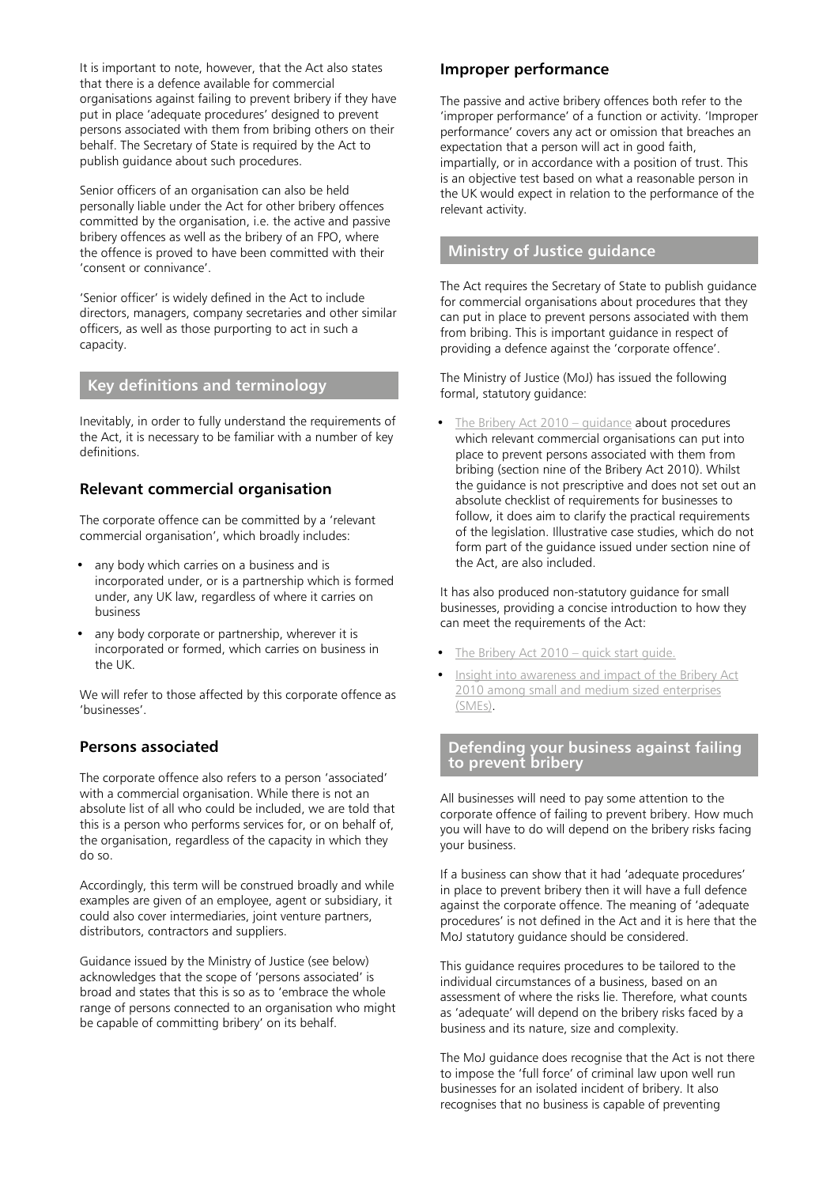It is important to note, however, that the Act also states that there is a defence available for commercial organisations against failing to prevent bribery if they have put in place 'adequate procedures' designed to prevent persons associated with them from bribing others on their behalf. The Secretary of State is required by the Act to publish guidance about such procedures.

Senior officers of an organisation can also be held personally liable under the Act for other bribery offences committed by the organisation, i.e. the active and passive bribery offences as well as the bribery of an FPO, where the offence is proved to have been committed with their 'consent or connivance'.

'Senior officer' is widely defined in the Act to include directors, managers, company secretaries and other similar officers, as well as those purporting to act in such a capacity.

## Key definitions and terminology

Inevitably, in order to fully understand the requirements of the Act, it is necessary to be familiar with a number of key definitions.

### Relevant commercial organisation

The corporate offence can be committed by a 'relevant commercial organisation', which broadly includes:

- any body which carries on a business and is incorporated under, or is a partnership which is formed under, any UK law, regardless of where it carries on business
- any body corporate or partnership, wherever it is incorporated or formed, which carries on business in the UK.

We will refer to those affected by this corporate offence as 'businesses'.

### Persons associated

The corporate offence also refers to a person 'associated' with a commercial organisation. While there is not an absolute list of all who could be included, we are told that this is a person who performs services for, or on behalf of, the organisation, regardless of the capacity in which they do so.

Accordingly, this term will be construed broadly and while examples are given of an employee, agent or subsidiary, it could also cover intermediaries, joint venture partners, distributors, contractors and suppliers.

Guidance issued by the Ministry of Justice (see below) acknowledges that the scope of 'persons associated' is broad and states that this is so as to 'embrace the whole range of persons connected to an organisation who might be capable of committing bribery' on its behalf.

### Improper performance

The passive and active bribery offences both refer to the 'improper performance' of a function or activity. 'Improper performance' covers any act or omission that breaches an expectation that a person will act in good faith, impartially, or in accordance with a position of trust. This is an objective test based on what a reasonable person in the UK would expect in relation to the performance of the relevant activity.

## Ministry of Justice guidance

The Act requires the Secretary of State to publish guidance for commercial organisations about procedures that they can put in place to prevent persons associated with them from bribing. This is important guidance in respect of providing a defence against the 'corporate offence'.

The Ministry of Justice (MoJ) has issued the following formal, statutory guidance:

- The Bribery Act 2010 – guidance about procedures which relevant commercial organisations can put into place to prevent persons associated with them from bribing (section nine of the Bribery Act 2010). Whilst the guidance is not prescriptive and does not set out an absolute checklist of requirements for businesses to follow, it does aim to clarify the practical requirements of the legislation. Illustrative case studies, which do not form part of the guidance issued under section nine of the Act, are also included.

It has also produced non-statutory guidance for small businesses, providing a concise introduction to how they can meet the requirements of the Act:

- The Bribery Act 2010 – quick start guide.
- Insight into awareness and impact of the Bribery Act 2010 among small and medium sized enterprises (SMEs).

## Defending your business against failing to prevent bribery

All businesses will need to pay some attention to the corporate offence of failing to prevent bribery. How much you will have to do will depend on the bribery risks facing your business.

If a business can show that it had 'adequate procedures' in place to prevent bribery then it will have a full defence against the corporate offence. The meaning of 'adequate procedures' is not defined in the Act and it is here that the MoJ statutory guidance should be considered.

This guidance requires procedures to be tailored to the individual circumstances of a business, based on an assessment of where the risks lie. Therefore, what counts as 'adequate' will depend on the bribery risks faced by a business and its nature, size and complexity.

The MoJ guidance does recognise that the Act is not there to impose the 'full force' of criminal law upon well run businesses for an isolated incident of bribery. It also recognises that no business is capable of preventing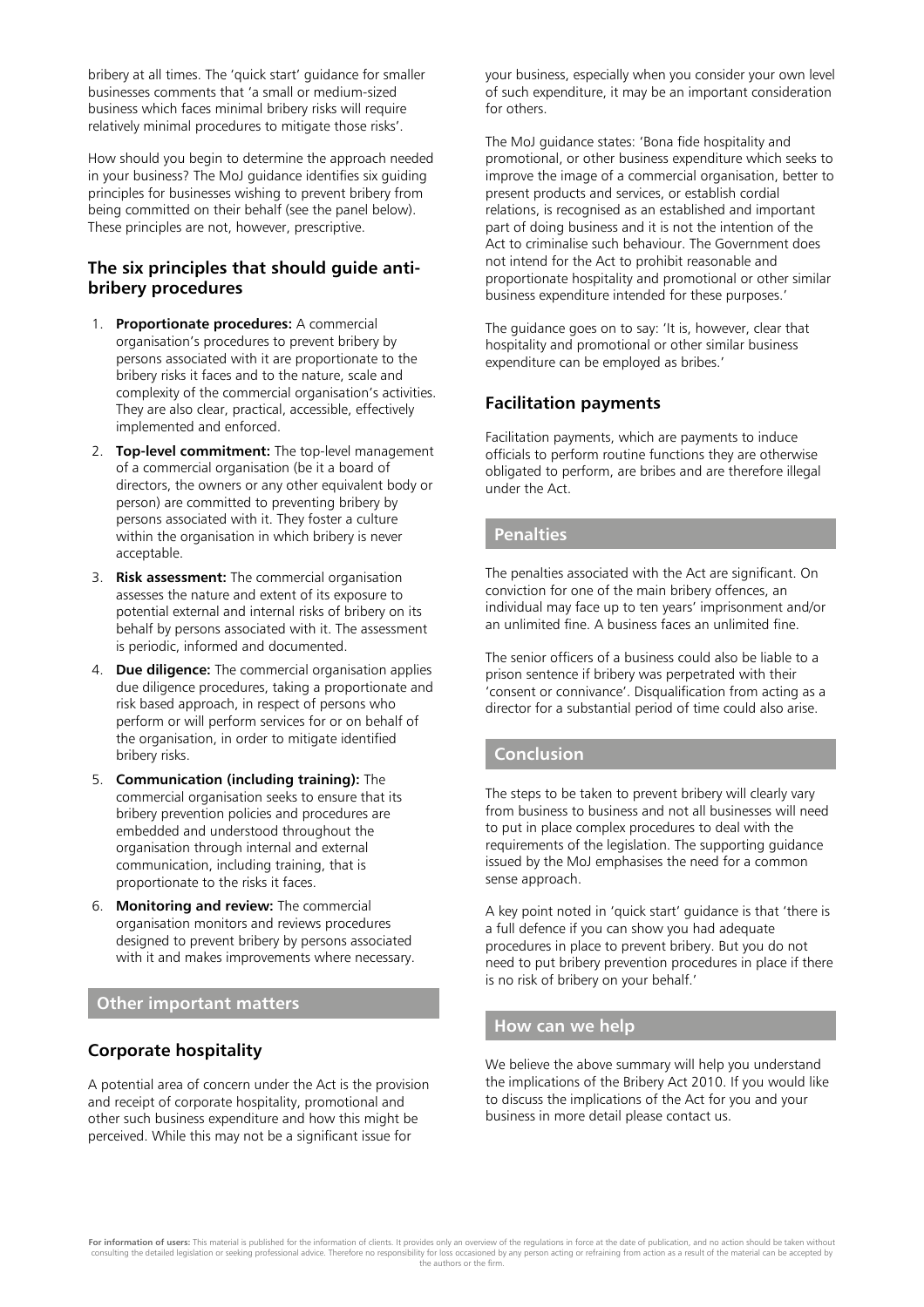bribery at all times. The 'quick start' guidance for smaller businesses comments that 'a small or medium-sized business which faces minimal bribery risks will require relatively minimal procedures to mitigate those risks'.

How should you begin to determine the approach needed in your business? The MoJ guidance identifies six guiding principles for businesses wishing to prevent bribery from being committed on their behalf (see the panel below). These principles are not, however, prescriptive.

### The six principles that should guide anti-bribery procedures

1. **Proportionate procedures:** A commercial organisation's procedures to prevent bribery by persons associated with it are proportionate to the bribery risks it faces and to the nature, scale and complexity of the commercial organisation's activities. They are also clear, practical, accessible, effectively implemented and enforced.
2. **Top-level commitment:** The top-level management of a commercial organisation (be it a board of directors, the owners or any other equivalent body or person) are committed to preventing bribery by persons associated with it. They foster a culture within the organisation in which bribery is never acceptable.
3. **Risk assessment:** The commercial organisation assesses the nature and extent of its exposure to potential external and internal risks of bribery on its behalf by persons associated with it. The assessment is periodic, informed and documented.
4. **Due diligence:** The commercial organisation applies due diligence procedures, taking a proportionate and risk based approach, in respect of persons who perform or will perform services for or on behalf of the organisation, in order to mitigate identified bribery risks.
5. **Communication (including training):** The commercial organisation seeks to ensure that its bribery prevention policies and procedures are embedded and understood throughout the organisation through internal and external communication, including training, that is proportionate to the risks it faces.
6. **Monitoring and review:** The commercial organisation monitors and reviews procedures designed to prevent bribery by persons associated with it and makes improvements where necessary.

## Other important matters

### Corporate hospitality

A potential area of concern under the Act is the provision and receipt of corporate hospitality, promotional and other such business expenditure and how this might be perceived. While this may not be a significant issue for your business, especially when you consider your own level of such expenditure, it may be an important consideration for others.

The MoJ guidance states: 'Bona fide hospitality and promotional, or other business expenditure which seeks to improve the image of a commercial organisation, better to present products and services, or establish cordial relations, is recognised as an established and important part of doing business and it is not the intention of the Act to criminalise such behaviour. The Government does not intend for the Act to prohibit reasonable and proportionate hospitality and promotional or other similar business expenditure intended for these purposes.'

The guidance goes on to say: 'It is, however, clear that hospitality and promotional or other similar business expenditure can be employed as bribes.'

### Facilitation payments

Facilitation payments, which are payments to induce officials to perform routine functions they are otherwise obligated to perform, are bribes and are therefore illegal under the Act.

## Penalties

The penalties associated with the Act are significant. On conviction for one of the main bribery offences, an individual may face up to ten years' imprisonment and/or an unlimited fine. A business faces an unlimited fine.

The senior officers of a business could also be liable to a prison sentence if bribery was perpetrated with their 'consent or connivance'. Disqualification from acting as a director for a substantial period of time could also arise.

## Conclusion

The steps to be taken to prevent bribery will clearly vary from business to business and not all businesses will need to put in place complex procedures to deal with the requirements of the legislation. The supporting guidance issued by the MoJ emphasises the need for a common sense approach.

A key point noted in 'quick start' guidance is that 'there is a full defence if you can show you had adequate procedures in place to prevent bribery. But you do not need to put bribery prevention procedures in place if there is no risk of bribery on your behalf.'

## How can we help

We believe the above summary will help you understand the implications of the Bribery Act 2010. If you would like to discuss the implications of the Act for you and your business in more detail please contact us.

**For information of users:** This material is published for the information of clients. It provides only an overview of the regulations in force at the date of publication, and no action should be taken without consulting the detailed legislation or seeking professional advice. Therefore no responsibility for loss occasioned by any person acting or refraining from action as a result of the material can be accepted by the authors or the firm.